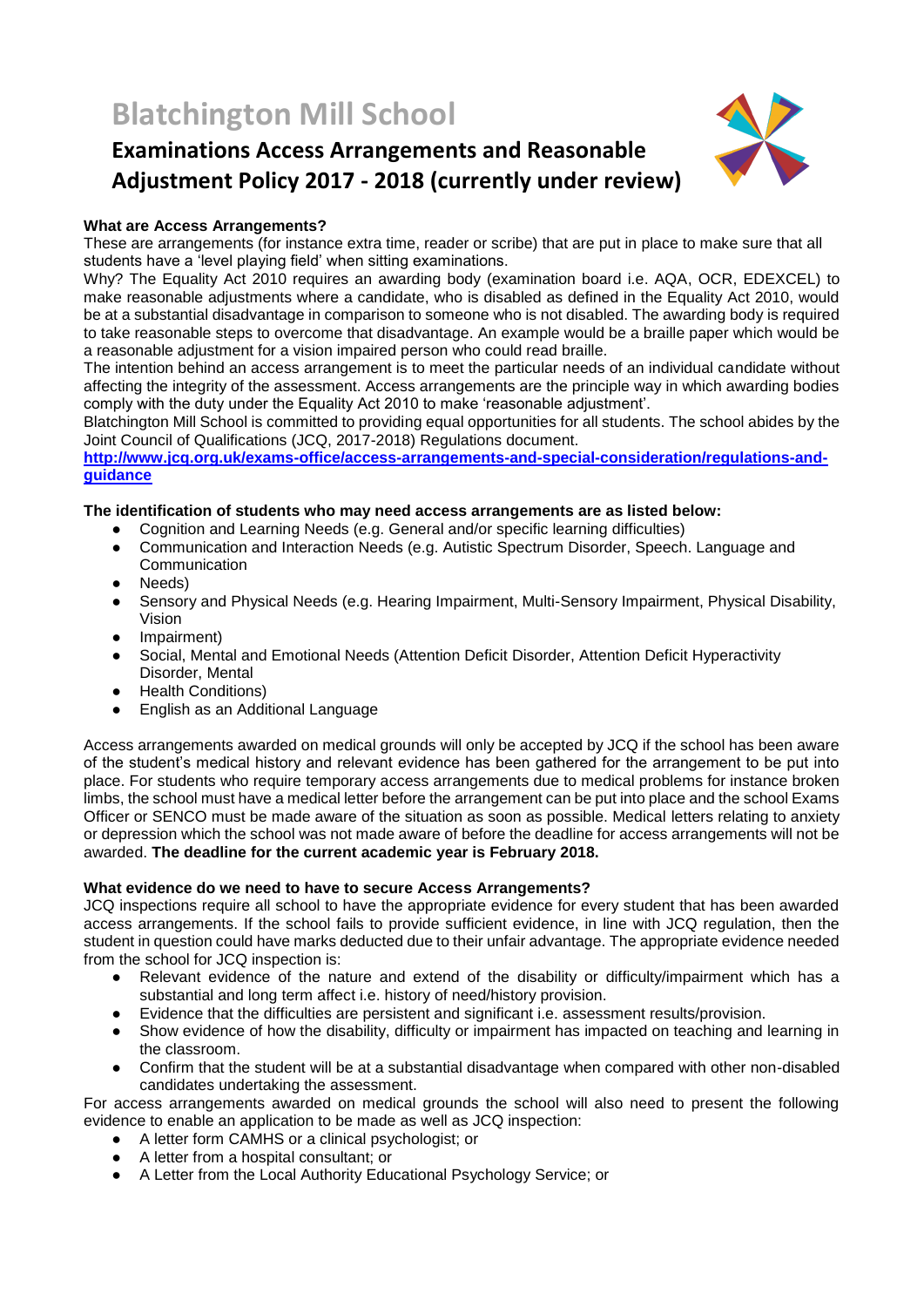# Blatchington Mill School

## Examinations Access Arrangements and Reasonable Adjustment Policy 2017 - 2018 (currently under review)

**What are Access Arrangements?**

These are arrangements (for instance extra time, reader or scribe) that are put in place to make sure that all students have a 'level playing field' when sitting examinations.

Why? The Equality Act 2010 requires an awarding body (examination board i.e. AQA, OCR, EDEXCEL) to make reasonable adjustments where a candidate, who is disabled as defined in the Equality Act 2010, would be at a substantial disadvantage in comparison to someone who is not disabled. The awarding body is required to take reasonable steps to overcome that disadvantage. An example would be a braille paper which would be a reasonable adjustment for a vision impaired person who could read braille.

The intention behind an access arrangement is to meet the particular needs of an individual candidate without affecting the integrity of the assessment. Access arrangements are the principle way in which awarding bodies comply with the duty under the Equality Act 2010 to make 'reasonable adjustment'.

Blatchington Mill School is committed to providing equal opportunities for all students. The school abides by the Joint Council of Qualifications (JCQ, 2017-2018) Regulations document.

**[http://www.jcq.org.uk/exams-office/access-arrangements-and-special-consideration/regulations-and-guidance](http://www.jcq.org.uk/exams-office/access-arrangements-and-special-consideration/regulations-and-guidance)**

**The identification of students who may need access arrangements are as listed below:**

- Cognition and Learning Needs (e.g. General and/or specific learning difficulties)
- Communication and Interaction Needs (e.g. Autistic Spectrum Disorder, Speech. Language and Communication
- Needs)
- Sensory and Physical Needs (e.g. Hearing Impairment, Multi-Sensory Impairment, Physical Disability, Vision
- Impairment)
- Social, Mental and Emotional Needs (Attention Deficit Disorder, Attention Deficit Hyperactivity Disorder, Mental
- Health Conditions)
- English as an Additional Language

Access arrangements awarded on medical grounds will only be accepted by JCQ if the school has been aware of the student's medical history and relevant evidence has been gathered for the arrangement to be put into place. For students who require temporary access arrangements due to medical problems for instance broken limbs, the school must have a medical letter before the arrangement can be put into place and the school Exams Officer or SENCO must be made aware of the situation as soon as possible. Medical letters relating to anxiety or depression which the school was not made aware of before the deadline for access arrangements will not be awarded. **The deadline for the current academic year is February 2018.**

**What evidence do we need to have to secure Access Arrangements?**

JCQ inspections require all school to have the appropriate evidence for every student that has been awarded access arrangements. If the school fails to provide sufficient evidence, in line with JCQ regulation, then the student in question could have marks deducted due to their unfair advantage. The appropriate evidence needed from the school for JCQ inspection is:

- Relevant evidence of the nature and extend of the disability or difficulty/impairment which has a substantial and long term affect i.e. history of need/history provision.
- Evidence that the difficulties are persistent and significant i.e. assessment results/provision.
- Show evidence of how the disability, difficulty or impairment has impacted on teaching and learning in the classroom.
- Confirm that the student will be at a substantial disadvantage when compared with other non-disabled candidates undertaking the assessment.

For access arrangements awarded on medical grounds the school will also need to present the following evidence to enable an application to be made as well as JCQ inspection:

- A letter form CAMHS or a clinical psychologist; or
- A letter from a hospital consultant; or
- A Letter from the Local Authority Educational Psychology Service; or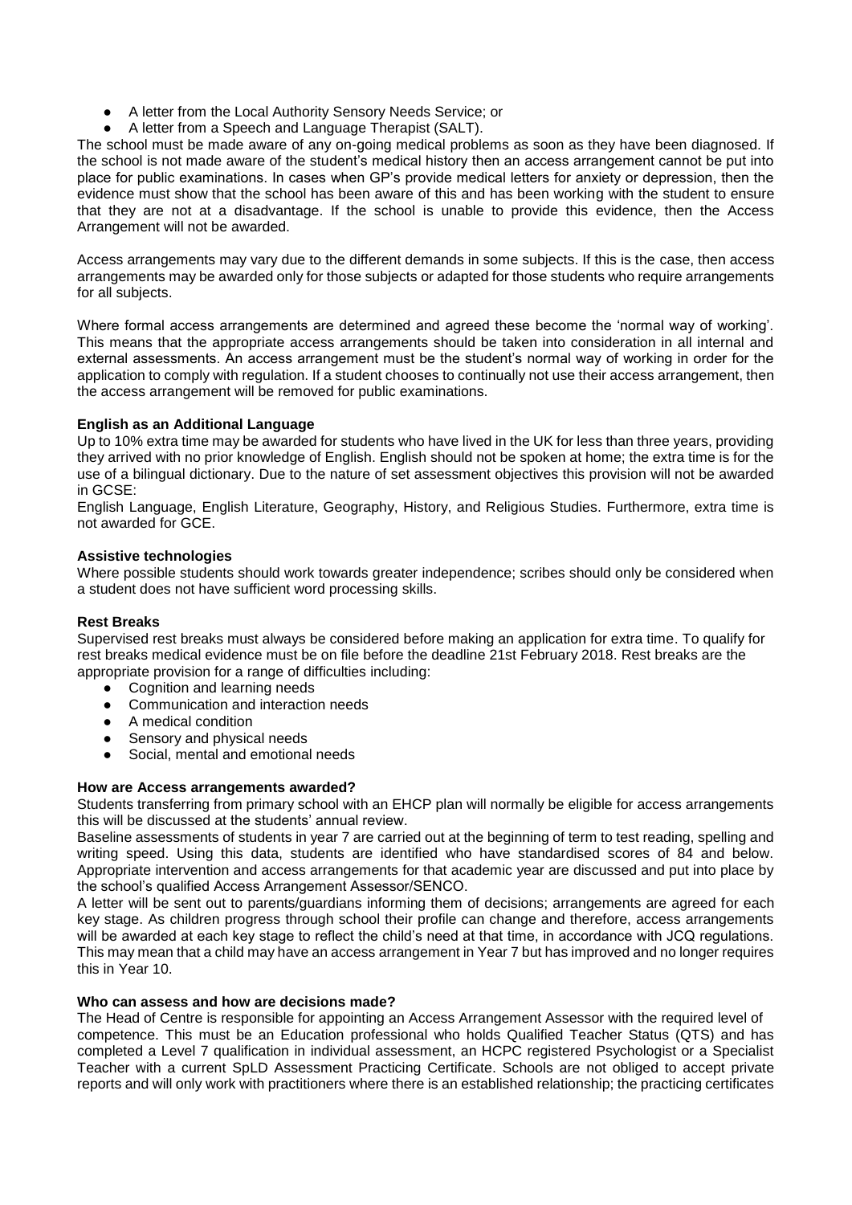- A letter from the Local Authority Sensory Needs Service; or
- A letter from a Speech and Language Therapist (SALT).

The school must be made aware of any on-going medical problems as soon as they have been diagnosed. If the school is not made aware of the student's medical history then an access arrangement cannot be put into place for public examinations. In cases when GP's provide medical letters for anxiety or depression, then the evidence must show that the school has been aware of this and has been working with the student to ensure that they are not at a disadvantage. If the school is unable to provide this evidence, then the Access Arrangement will not be awarded.

Access arrangements may vary due to the different demands in some subjects. If this is the case, then access arrangements may be awarded only for those subjects or adapted for those students who require arrangements for all subjects.

Where formal access arrangements are determined and agreed these become the 'normal way of working'. This means that the appropriate access arrangements should be taken into consideration in all internal and external assessments. An access arrangement must be the student's normal way of working in order for the application to comply with regulation. If a student chooses to continually not use their access arrangement, then the access arrangement will be removed for public examinations.

**English as an Additional Language**

Up to 10% extra time may be awarded for students who have lived in the UK for less than three years, providing they arrived with no prior knowledge of English. English should not be spoken at home; the extra time is for the use of a bilingual dictionary. Due to the nature of set assessment objectives this provision will not be awarded in GCSE:

English Language, English Literature, Geography, History, and Religious Studies. Furthermore, extra time is not awarded for GCE.

**Assistive technologies**

Where possible students should work towards greater independence; scribes should only be considered when a student does not have sufficient word processing skills.

**Rest Breaks**

Supervised rest breaks must always be considered before making an application for extra time. To qualify for rest breaks medical evidence must be on file before the deadline 21st February 2018. Rest breaks are the appropriate provision for a range of difficulties including:

- Cognition and learning needs
- Communication and interaction needs
- A medical condition
- Sensory and physical needs
- Social, mental and emotional needs

**How are Access arrangements awarded?**

Students transferring from primary school with an EHCP plan will normally be eligible for access arrangements this will be discussed at the students' annual review.

Baseline assessments of students in year 7 are carried out at the beginning of term to test reading, spelling and writing speed. Using this data, students are identified who have standardised scores of 84 and below. Appropriate intervention and access arrangements for that academic year are discussed and put into place by the school's qualified Access Arrangement Assessor/SENCO.

A letter will be sent out to parents/guardians informing them of decisions; arrangements are agreed for each key stage. As children progress through school their profile can change and therefore, access arrangements will be awarded at each key stage to reflect the child's need at that time, in accordance with JCQ regulations. This may mean that a child may have an access arrangement in Year 7 but has improved and no longer requires this in Year 10.

**Who can assess and how are decisions made?**

The Head of Centre is responsible for appointing an Access Arrangement Assessor with the required level of competence. This must be an Education professional who holds Qualified Teacher Status (QTS) and has completed a Level 7 qualification in individual assessment, an HCPC registered Psychologist or a Specialist Teacher with a current SpLD Assessment Practicing Certificate. Schools are not obliged to accept private reports and will only work with practitioners where there is an established relationship; the practicing certificates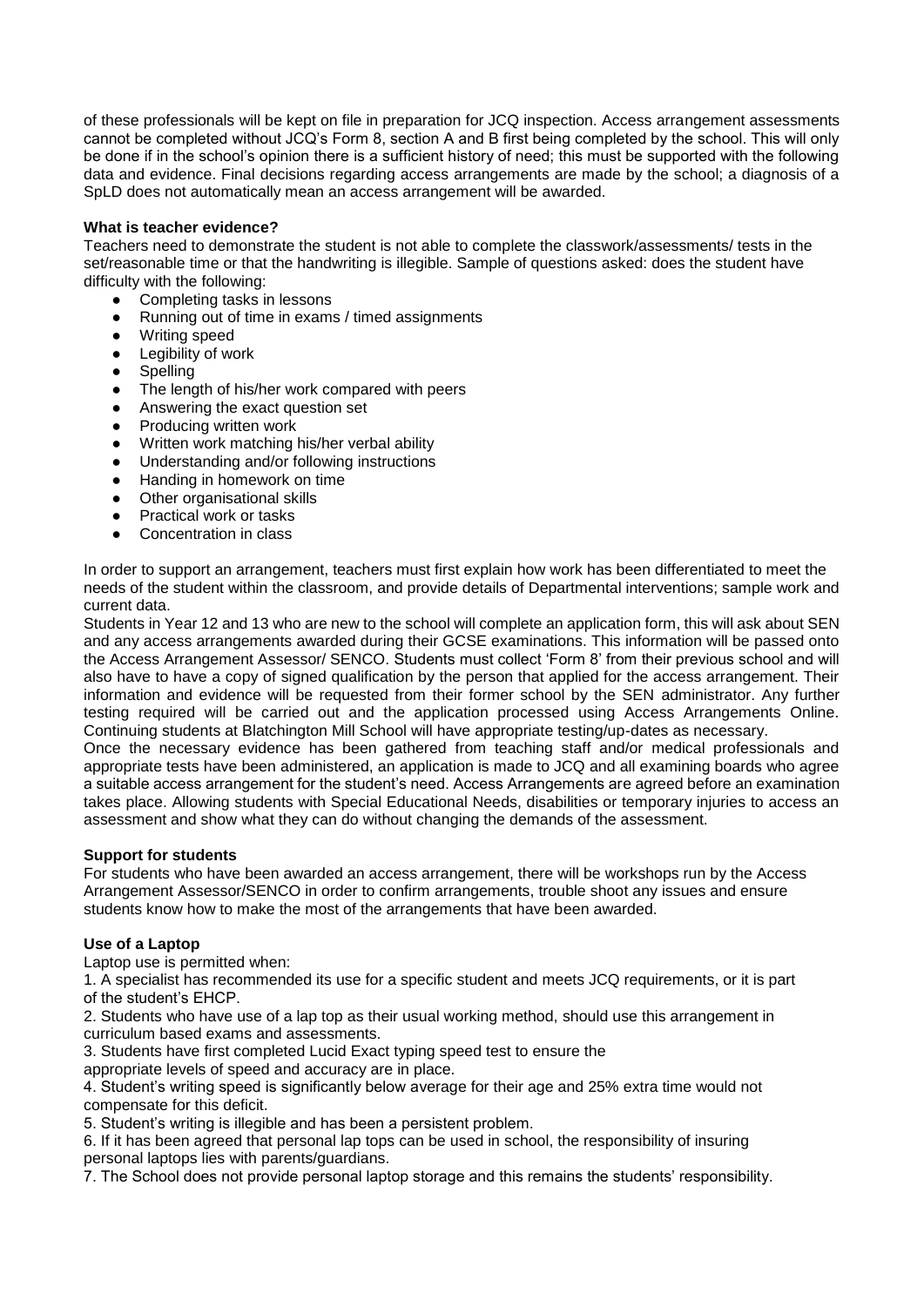of these professionals will be kept on file in preparation for JCQ inspection. Access arrangement assessments cannot be completed without JCQ's Form 8, section A and B first being completed by the school. This will only be done if in the school's opinion there is a sufficient history of need; this must be supported with the following data and evidence. Final decisions regarding access arrangements are made by the school; a diagnosis of a SpLD does not automatically mean an access arrangement will be awarded.

**What is teacher evidence?**

Teachers need to demonstrate the student is not able to complete the classwork/assessments/ tests in the set/reasonable time or that the handwriting is illegible. Sample of questions asked: does the student have difficulty with the following:

- Completing tasks in lessons
- Running out of time in exams / timed assignments
- Writing speed
- Legibility of work
- Spelling
- The length of his/her work compared with peers
- Answering the exact question set
- Producing written work
- Written work matching his/her verbal ability
- Understanding and/or following instructions
- Handing in homework on time
- Other organisational skills
- Practical work or tasks
- Concentration in class

In order to support an arrangement, teachers must first explain how work has been differentiated to meet the needs of the student within the classroom, and provide details of Departmental interventions; sample work and current data.

Students in Year 12 and 13 who are new to the school will complete an application form, this will ask about SEN and any access arrangements awarded during their GCSE examinations. This information will be passed onto the Access Arrangement Assessor/ SENCO. Students must collect 'Form 8' from their previous school and will also have to have a copy of signed qualification by the person that applied for the access arrangement. Their information and evidence will be requested from their former school by the SEN administrator. Any further testing required will be carried out and the application processed using Access Arrangements Online. Continuing students at Blatchington Mill School will have appropriate testing/up-dates as necessary.

Once the necessary evidence has been gathered from teaching staff and/or medical professionals and appropriate tests have been administered, an application is made to JCQ and all examining boards who agree a suitable access arrangement for the student's need. Access Arrangements are agreed before an examination takes place. Allowing students with Special Educational Needs, disabilities or temporary injuries to access an assessment and show what they can do without changing the demands of the assessment.

**Support for students**

For students who have been awarded an access arrangement, there will be workshops run by the Access Arrangement Assessor/SENCO in order to confirm arrangements, trouble shoot any issues and ensure students know how to make the most of the arrangements that have been awarded.

**Use of a Laptop**

Laptop use is permitted when:

1. A specialist has recommended its use for a specific student and meets JCQ requirements, or it is part of the student's EHCP.
2. Students who have use of a lap top as their usual working method, should use this arrangement in curriculum based exams and assessments.
3. Students have first completed Lucid Exact typing speed test to ensure the appropriate levels of speed and accuracy are in place.
4. Student's writing speed is significantly below average for their age and 25% extra time would not compensate for this deficit.
5. Student's writing is illegible and has been a persistent problem.
6. If it has been agreed that personal lap tops can be used in school, the responsibility of insuring personal laptops lies with parents/guardians.
7. The School does not provide personal laptop storage and this remains the students' responsibility.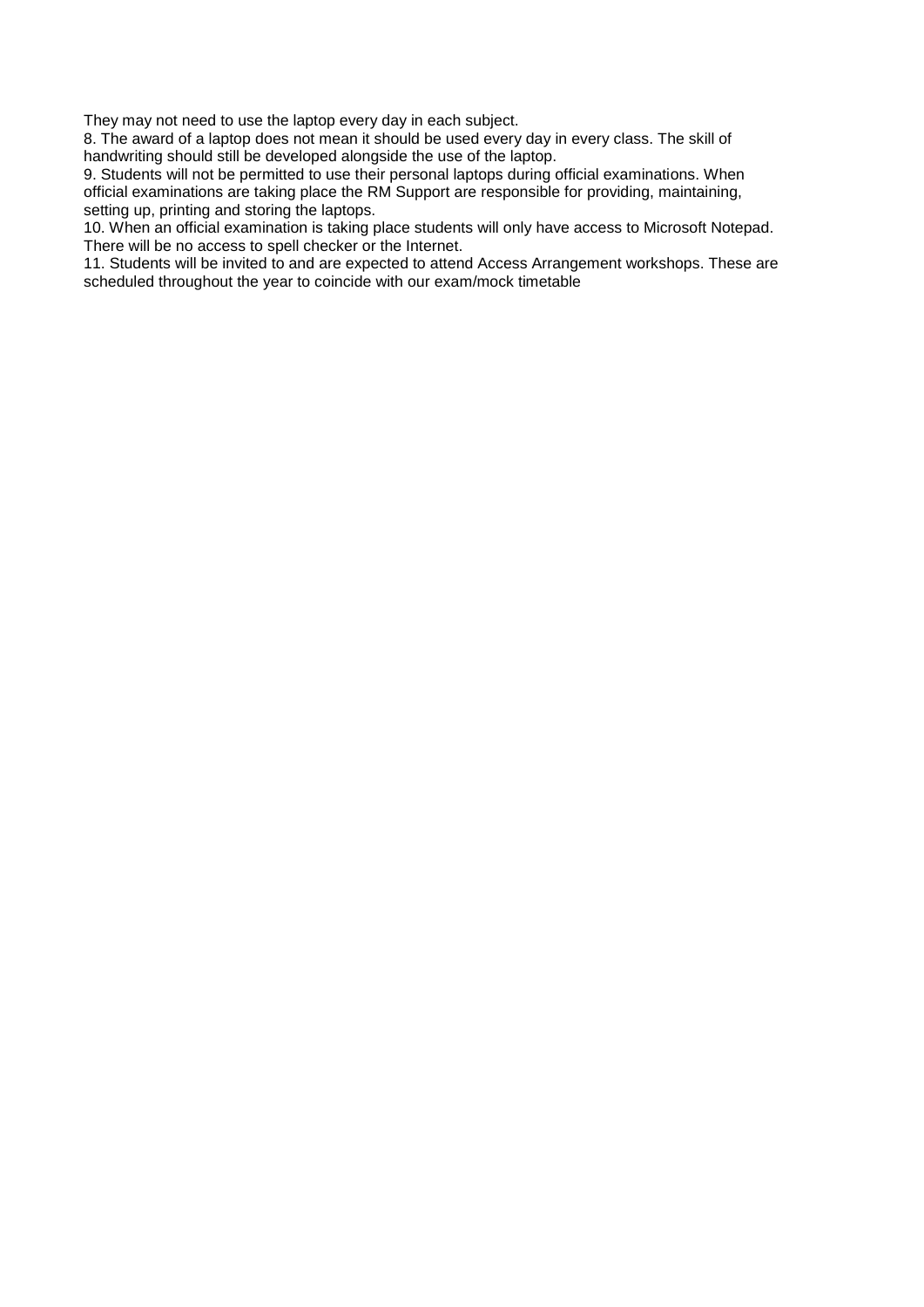They may not need to use the laptop every day in each subject.

8. The award of a laptop does not mean it should be used every day in every class. The skill of handwriting should still be developed alongside the use of the laptop.

9. Students will not be permitted to use their personal laptops during official examinations. When official examinations are taking place the RM Support are responsible for providing, maintaining, setting up, printing and storing the laptops.

10. When an official examination is taking place students will only have access to Microsoft Notepad. There will be no access to spell checker or the Internet.

11. Students will be invited to and are expected to attend Access Arrangement workshops. These are scheduled throughout the year to coincide with our exam/mock timetable